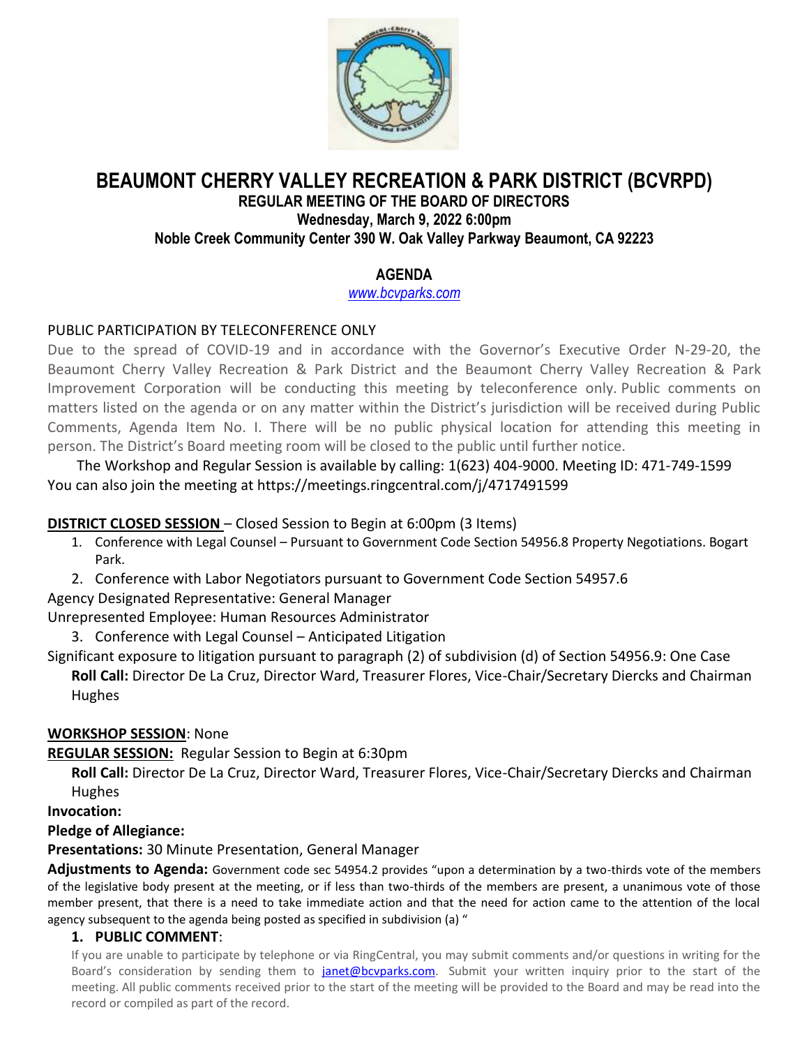# BEAUMONT CHERRY VALLEY RECREATION & PARK DISTRICT (BCVRPD)

## REGULAR MEETING OF THE BOARD OF DIRECTORS

**Wednesday, March 9, 2022 6:00pm**

**Noble Creek Community Center 390 W. Oak Valley Parkway Beaumont, CA 92223**

## AGENDA

*www.bcvparks.com*

PUBLIC PARTICIPATION BY TELECONFERENCE ONLY

Due to the spread of COVID-19 and in accordance with the Governor's Executive Order N-29-20, the Beaumont Cherry Valley Recreation & Park District and the Beaumont Cherry Valley Recreation & Park Improvement Corporation will be conducting this meeting by teleconference only. Public comments on matters listed on the agenda or on any matter within the District's jurisdiction will be received during Public Comments, Agenda Item No. I. There will be no public physical location for attending this meeting in person. The District's Board meeting room will be closed to the public until further notice.

The Workshop and Regular Session is available by calling: 1(623) 404-9000. Meeting ID: 471-749-1599
You can also join the meeting at https://meetings.ringcentral.com/j/4717491599

**DISTRICT CLOSED SESSION** – Closed Session to Begin at 6:00pm (3 Items)

1. Conference with Legal Counsel – Pursuant to Government Code Section 54956.8 Property Negotiations. Bogart Park.
2. Conference with Labor Negotiators pursuant to Government Code Section 54957.6

Agency Designated Representative: General Manager
Unrepresented Employee: Human Resources Administrator

3. Conference with Legal Counsel – Anticipated Litigation

Significant exposure to litigation pursuant to paragraph (2) of subdivision (d) of Section 54956.9: One Case

**Roll Call:** Director De La Cruz, Director Ward, Treasurer Flores, Vice-Chair/Secretary Diercks and Chairman Hughes

**WORKSHOP SESSION**: None

**REGULAR SESSION:** Regular Session to Begin at 6:30pm

**Roll Call:** Director De La Cruz, Director Ward, Treasurer Flores, Vice-Chair/Secretary Diercks and Chairman Hughes

**Invocation:**

**Pledge of Allegiance:**

**Presentations:** 30 Minute Presentation, General Manager

**Adjustments to Agenda:** Government code sec 54954.2 provides "upon a determination by a two-thirds vote of the members of the legislative body present at the meeting, or if less than two-thirds of the members are present, a unanimous vote of those member present, that there is a need to take immediate action and that the need for action came to the attention of the local agency subsequent to the agenda being posted as specified in subdivision (a) "

1. **PUBLIC COMMENT**:

If you are unable to participate by telephone or via RingCentral, you may submit comments and/or questions in writing for the Board's consideration by sending them to janet@bcvparks.com. Submit your written inquiry prior to the start of the meeting. All public comments received prior to the start of the meeting will be provided to the Board and may be read into the record or compiled as part of the record.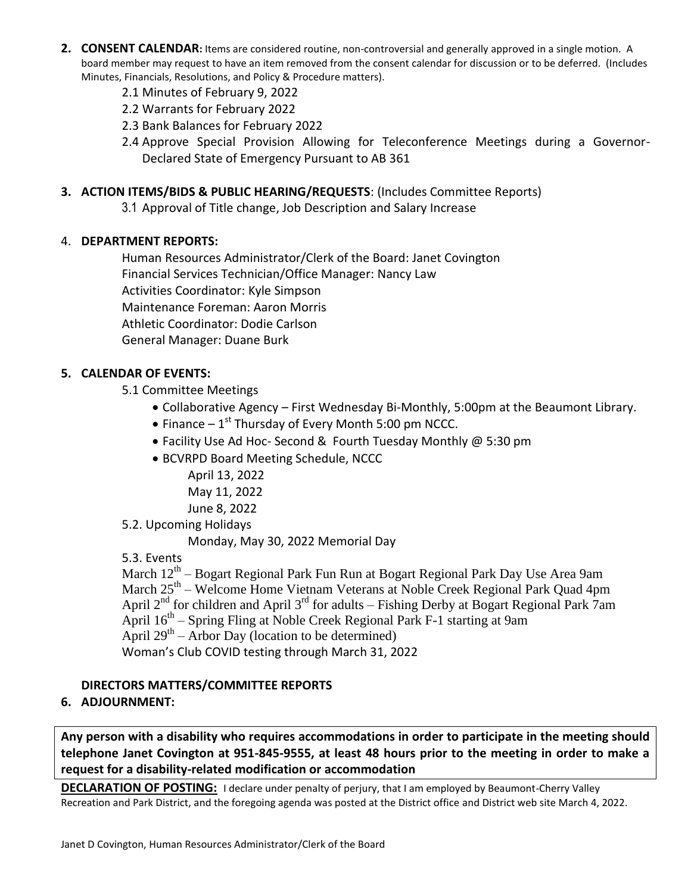**2. CONSENT CALENDAR:** Items are considered routine, non-controversial and generally approved in a single motion. A board member may request to have an item removed from the consent calendar for discussion or to be deferred. (Includes Minutes, Financials, Resolutions, and Policy & Procedure matters).

- 2.1 Minutes of February 9, 2022
- 2.2 Warrants for February 2022
- 2.3 Bank Balances for February 2022
- 2.4 Approve Special Provision Allowing for Teleconference Meetings during a Governor-Declared State of Emergency Pursuant to AB 361

**3. ACTION ITEMS/BIDS & PUBLIC HEARING/REQUESTS**: (Includes Committee Reports)

- 3.1 Approval of Title change, Job Description and Salary Increase

4. **DEPARTMENT REPORTS:**

Human Resources Administrator/Clerk of the Board: Janet Covington
Financial Services Technician/Office Manager: Nancy Law
Activities Coordinator: Kyle Simpson
Maintenance Foreman: Aaron Morris
Athletic Coordinator: Dodie Carlson
General Manager: Duane Burk

**5. CALENDAR OF EVENTS:**

5.1 Committee Meetings

- Collaborative Agency – First Wednesday Bi-Monthly, 5:00pm at the Beaumont Library.
- Finance – 1st Thursday of Every Month 5:00 pm NCCC.
- Facility Use Ad Hoc- Second & Fourth Tuesday Monthly @ 5:30 pm
- BCVRPD Board Meeting Schedule, NCCC
  - April 13, 2022
  - May 11, 2022
  - June 8, 2022

5.2. Upcoming Holidays

Monday, May 30, 2022 Memorial Day

5.3. Events

March 12th – Bogart Regional Park Fun Run at Bogart Regional Park Day Use Area 9am
March 25th – Welcome Home Vietnam Veterans at Noble Creek Regional Park Quad 4pm
April 2nd for children and April 3rd for adults – Fishing Derby at Bogart Regional Park 7am
April 16th – Spring Fling at Noble Creek Regional Park F-1 starting at 9am
April 29th – Arbor Day (location to be determined)
Woman's Club COVID testing through March 31, 2022

**DIRECTORS MATTERS/COMMITTEE REPORTS**

**6. ADJOURNMENT:**

**Any person with a disability who requires accommodations in order to participate in the meeting should telephone Janet Covington at 951-845-9555, at least 48 hours prior to the meeting in order to make a request for a disability-related modification or accommodation**

**DECLARATION OF POSTING:** I declare under penalty of perjury, that I am employed by Beaumont-Cherry Valley Recreation and Park District, and the foregoing agenda was posted at the District office and District web site March 4, 2022.

Janet D Covington, Human Resources Administrator/Clerk of the Board